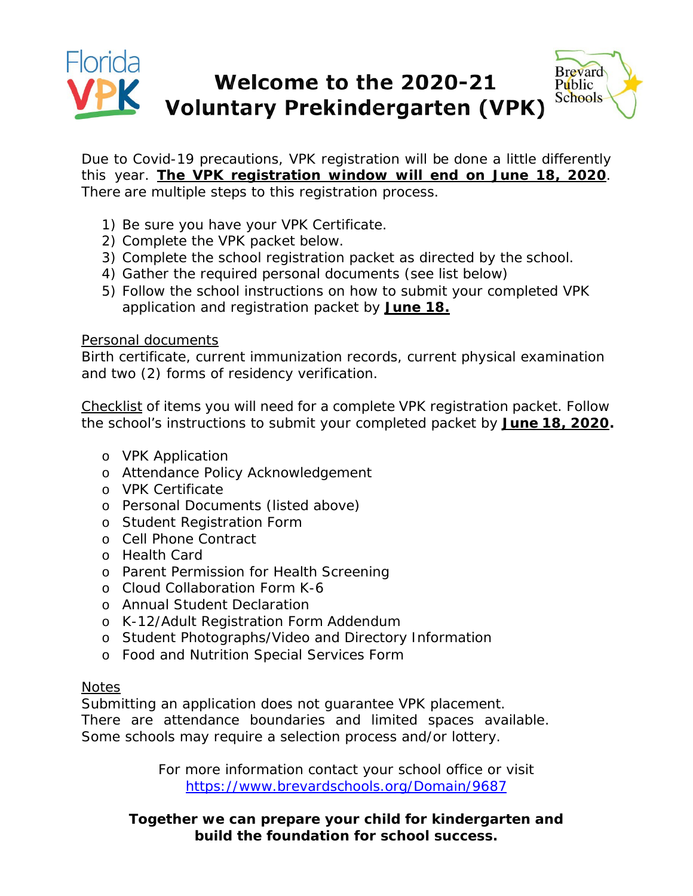# Welcome to the 2020-21 Voluntary Prekindergarten (VPK)

Due to Covid-19 precautions, VPK registration will be done a little differently this year. **The VPK registration window will end on June 18, 2020**. There are multiple steps to this registration process.

1) Be sure you have your VPK Certificate.
2) Complete the VPK packet below.
3) Complete the school registration packet as directed by the school.
4) Gather the required personal documents (see list below)
5) Follow the school instructions on how to submit your completed VPK application and registration packet by **June 18.**

Personal documents
Birth certificate, current immunization records, current physical examination and two (2) forms of residency verification.

Checklist of items you will need for a complete VPK registration packet. Follow the school's instructions to submit your completed packet by **June 18, 2020.**

- VPK Application
- Attendance Policy Acknowledgement
- VPK Certificate
- Personal Documents (listed above)
- Student Registration Form
- Cell Phone Contract
- Health Card
- Parent Permission for Health Screening
- Cloud Collaboration Form K-6
- Annual Student Declaration
- K-12/Adult Registration Form Addendum
- Student Photographs/Video and Directory Information
- Food and Nutrition Special Services Form

Notes
Submitting an application does not guarantee VPK placement.
There are attendance boundaries and limited spaces available.
Some schools may require a selection process and/or lottery.

For more information contact your school office or visit
https://www.brevardschools.org/Domain/9687

**Together we can prepare your child for kindergarten and build the foundation for school success.**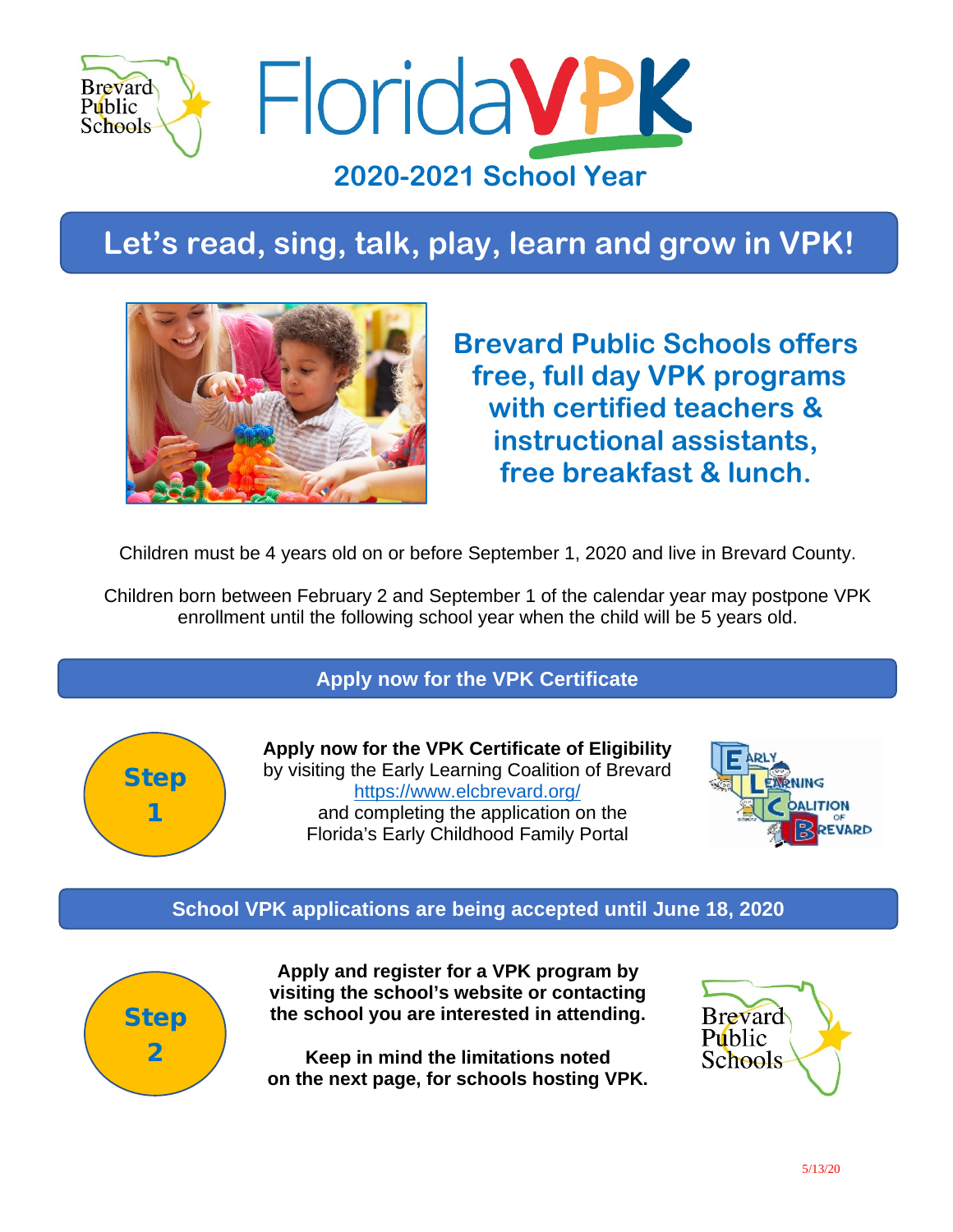# FloridaVPK

## 2020-2021 School Year

## Let's read, sing, talk, play, learn and grow in VPK!

**Brevard Public Schools offers free, full day VPK programs with certified teachers & instructional assistants, free breakfast & lunch.**

Children must be 4 years old on or before September 1, 2020 and live in Brevard County.

Children born between February 2 and September 1 of the calendar year may postpone VPK enrollment until the following school year when the child will be 5 years old.

## Apply now for the VPK Certificate

**Step 1**

**Apply now for the VPK Certificate of Eligibility** by visiting the Early Learning Coalition of Brevard https://www.elcbrevard.org/ and completing the application on the Florida's Early Childhood Family Portal

## School VPK applications are being accepted until June 18, 2020

**Step 2**

**Apply and register for a VPK program by visiting the school's website or contacting the school you are interested in attending.**

**Keep in mind the limitations noted on the next page, for schools hosting VPK.**

5/13/20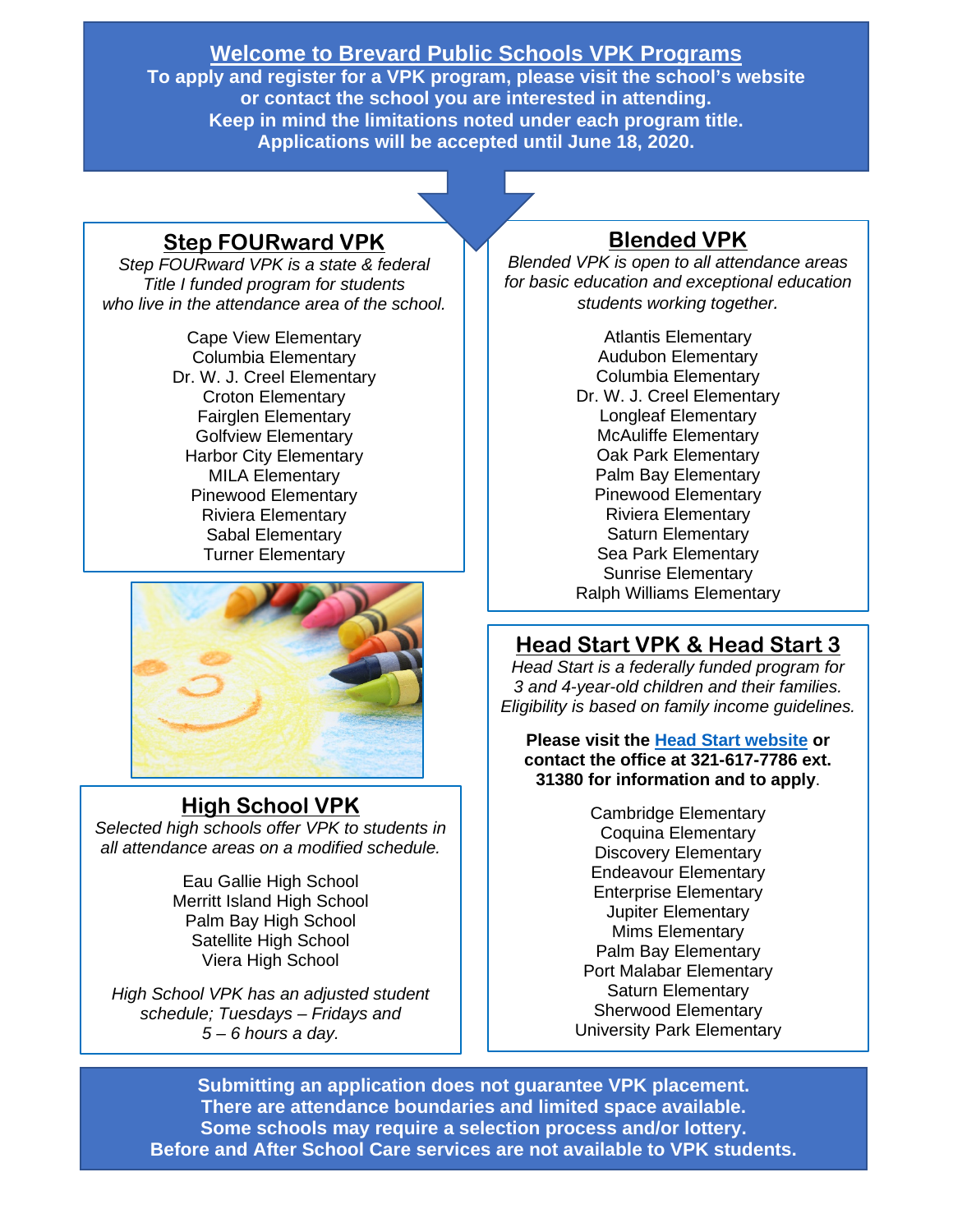# Welcome to Brevard Public Schools VPK Programs

**To apply and register for a VPK program, please visit the school's website or contact the school you are interested in attending.**
**Keep in mind the limitations noted under each program title.**
**Applications will be accepted until June 18, 2020.**

## Step FOURward VPK

*Step FOURward VPK is a state & federal Title I funded program for students who live in the attendance area of the school.*

Cape View Elementary
Columbia Elementary
Dr. W. J. Creel Elementary
Croton Elementary
Fairglen Elementary
Golfview Elementary
Harbor City Elementary
MILA Elementary
Pinewood Elementary
Riviera Elementary
Sabal Elementary
Turner Elementary

## High School VPK

*Selected high schools offer VPK to students in all attendance areas on a modified schedule.*

Eau Gallie High School
Merritt Island High School
Palm Bay High School
Satellite High School
Viera High School

*High School VPK has an adjusted student schedule; Tuesdays – Fridays and 5 – 6 hours a day.*

## Blended VPK

*Blended VPK is open to all attendance areas for basic education and exceptional education students working together.*

Atlantis Elementary
Audubon Elementary
Columbia Elementary
Dr. W. J. Creel Elementary
Longleaf Elementary
McAuliffe Elementary
Oak Park Elementary
Palm Bay Elementary
Pinewood Elementary
Riviera Elementary
Saturn Elementary
Sea Park Elementary
Sunrise Elementary
Ralph Williams Elementary

## Head Start VPK & Head Start 3

*Head Start is a federally funded program for 3 and 4-year-old children and their families. Eligibility is based on family income guidelines.*

**Please visit the Head Start website or contact the office at 321-617-7786 ext. 31380 for information and to apply**.

Cambridge Elementary
Coquina Elementary
Discovery Elementary
Endeavour Elementary
Enterprise Elementary
Jupiter Elementary
Mims Elementary
Palm Bay Elementary
Port Malabar Elementary
Saturn Elementary
Sherwood Elementary
University Park Elementary

**Submitting an application does not guarantee VPK placement.**
**There are attendance boundaries and limited space available.**
**Some schools may require a selection process and/or lottery.**
**Before and After School Care services are not available to VPK students.**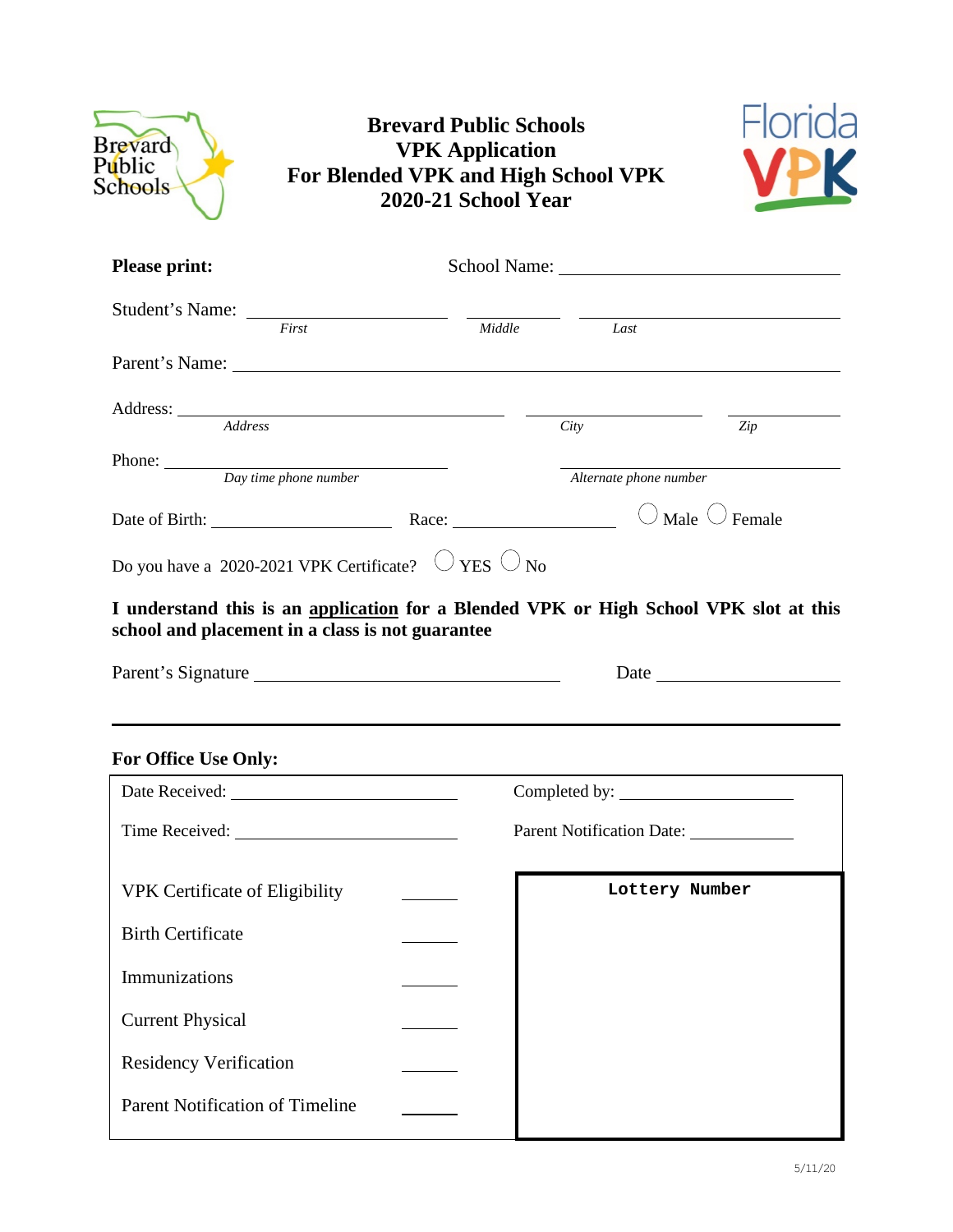# Brevard Public Schools
# VPK Application
# For Blended VPK and High School VPK
# 2020-21 School Year

**Please print:** School Name: ______________________________

Student's Name: ____________________ ____________ ______________________
*First* *Middle* *Last*

Parent's Name: __________________________________________________________

Address: ________________________________ ________________ __________
*Address* *City* *Zip*

Phone: ____________________________ ____________________________
*Day time phone number* *Alternate phone number*

Date of Birth: __________________ Race: ________________ ◯ Male ◯ Female

Do you have a 2020-2021 VPK Certificate? ◯ YES ◯ No

**I understand this is an <u>application</u> for a Blended VPK or High School VPK slot at this school and placement in a class is not guarantee**

Parent's Signature ______________________________ Date __________________

---

**For Office Use Only:**

Date Received: ______________________ Completed by: __________________

Time Received: ______________________ Parent Notification Date: __________

| | | Lottery Number |
|---|---|---|
| VPK Certificate of Eligibility | ______ | |
| Birth Certificate | ______ | |
| Immunizations | ______ | |
| Current Physical | ______ | |
| Residency Verification | ______ | |
| Parent Notification of Timeline | ______ | |

5/11/20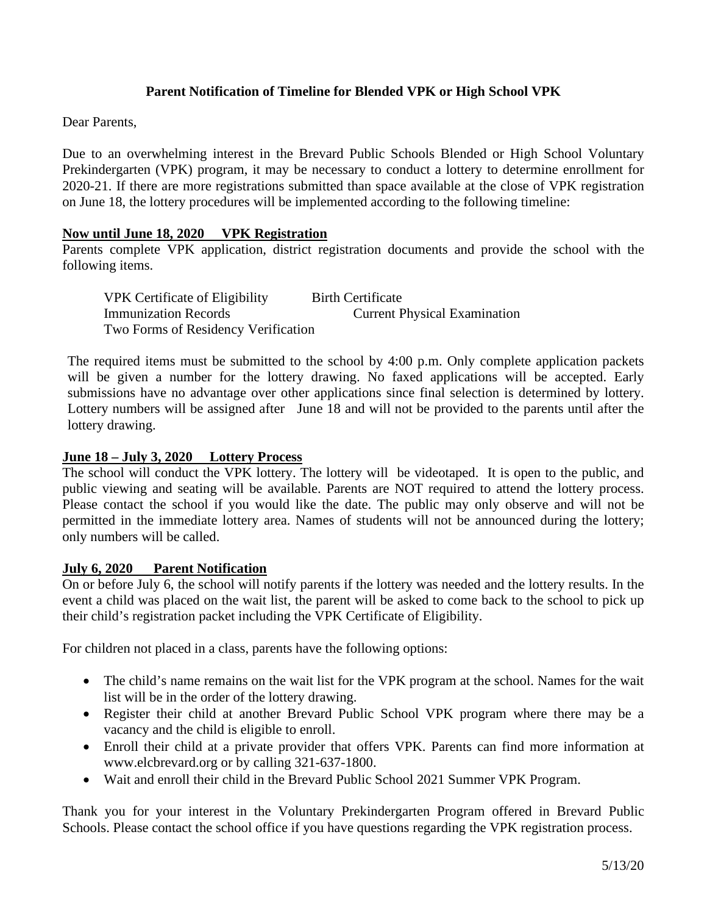**Parent Notification of Timeline for Blended VPK or High School VPK**

Dear Parents,

Due to an overwhelming interest in the Brevard Public Schools Blended or High School Voluntary Prekindergarten (VPK) program, it may be necessary to conduct a lottery to determine enrollment for 2020-21. If there are more registrations submitted than space available at the close of VPK registration on June 18, the lottery procedures will be implemented according to the following timeline:

**Now until June 18, 2020 VPK Registration**

Parents complete VPK application, district registration documents and provide the school with the following items.

- VPK Certificate of Eligibility
- Birth Certificate
- Immunization Records
- Current Physical Examination
- Two Forms of Residency Verification

The required items must be submitted to the school by 4:00 p.m. Only complete application packets will be given a number for the lottery drawing. No faxed applications will be accepted. Early submissions have no advantage over other applications since final selection is determined by lottery. Lottery numbers will be assigned after June 18 and will not be provided to the parents until after the lottery drawing.

**June 18 – July 3, 2020 Lottery Process**

The school will conduct the VPK lottery. The lottery will be videotaped. It is open to the public, and public viewing and seating will be available. Parents are NOT required to attend the lottery process. Please contact the school if you would like the date. The public may only observe and will not be permitted in the immediate lottery area. Names of students will not be announced during the lottery; only numbers will be called.

**July 6, 2020 Parent Notification**

On or before July 6, the school will notify parents if the lottery was needed and the lottery results. In the event a child was placed on the wait list, the parent will be asked to come back to the school to pick up their child's registration packet including the VPK Certificate of Eligibility.

For children not placed in a class, parents have the following options:

- The child's name remains on the wait list for the VPK program at the school. Names for the wait list will be in the order of the lottery drawing.
- Register their child at another Brevard Public School VPK program where there may be a vacancy and the child is eligible to enroll.
- Enroll their child at a private provider that offers VPK. Parents can find more information at www.elcbrevard.org or by calling 321-637-1800.
- Wait and enroll their child in the Brevard Public School 2021 Summer VPK Program.

Thank you for your interest in the Voluntary Prekindergarten Program offered in Brevard Public Schools. Please contact the school office if you have questions regarding the VPK registration process.

5/13/20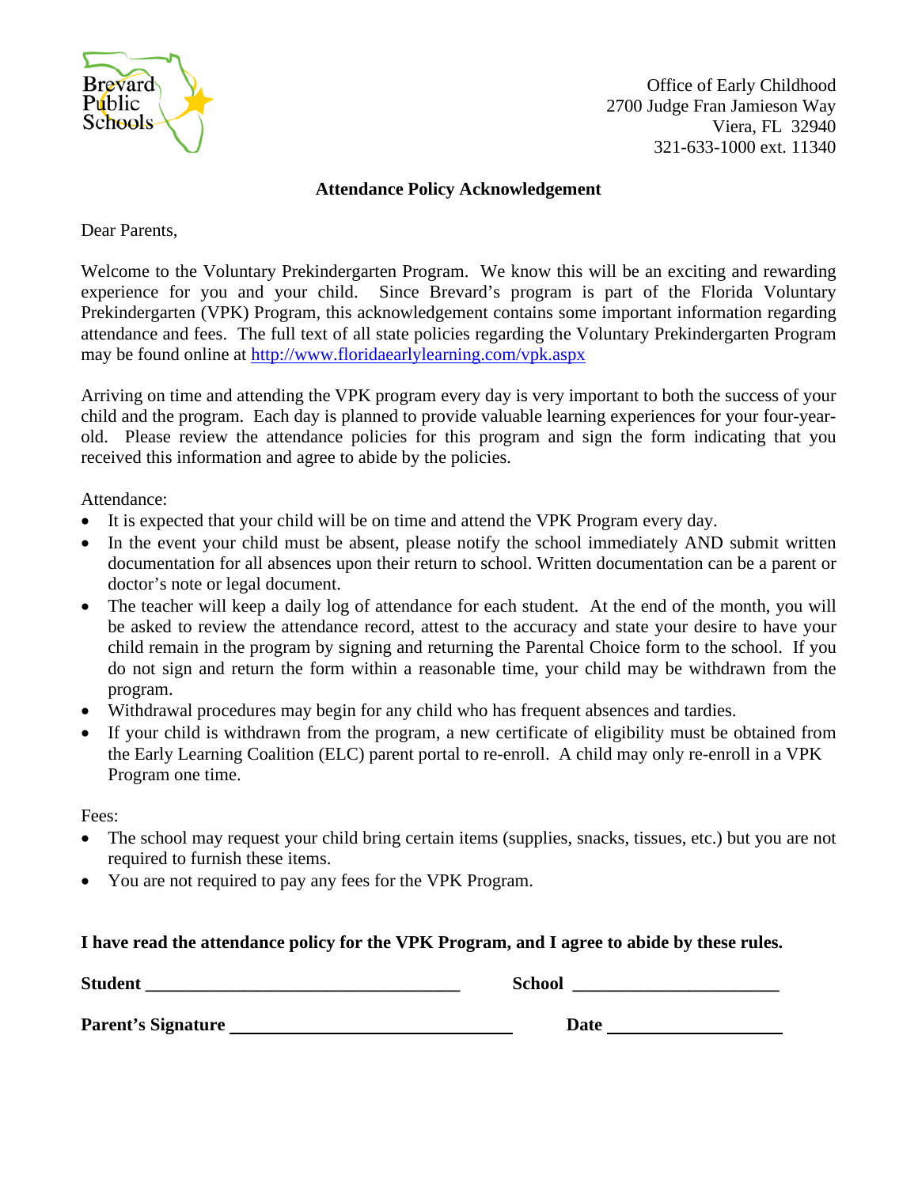Brevard Public Schools

Office of Early Childhood
2700 Judge Fran Jamieson Way
Viera, FL 32940
321-633-1000 ext. 11340

**Attendance Policy Acknowledgement**

Dear Parents,

Welcome to the Voluntary Prekindergarten Program. We know this will be an exciting and rewarding experience for you and your child. Since Brevard's program is part of the Florida Voluntary Prekindergarten (VPK) Program, this acknowledgement contains some important information regarding attendance and fees. The full text of all state policies regarding the Voluntary Prekindergarten Program may be found online at [http://www.floridaearlylearning.com/vpk.aspx](http://www.floridaearlylearning.com/vpk.aspx)

Arriving on time and attending the VPK program every day is very important to both the success of your child and the program. Each day is planned to provide valuable learning experiences for your four-year-old. Please review the attendance policies for this program and sign the form indicating that you received this information and agree to abide by the policies.

Attendance:

- It is expected that your child will be on time and attend the VPK Program every day.
- In the event your child must be absent, please notify the school immediately AND submit written documentation for all absences upon their return to school. Written documentation can be a parent or doctor's note or legal document.
- The teacher will keep a daily log of attendance for each student. At the end of the month, you will be asked to review the attendance record, attest to the accuracy and state your desire to have your child remain in the program by signing and returning the Parental Choice form to the school. If you do not sign and return the form within a reasonable time, your child may be withdrawn from the program.
- Withdrawal procedures may begin for any child who has frequent absences and tardies.
- If your child is withdrawn from the program, a new certificate of eligibility must be obtained from the Early Learning Coalition (ELC) parent portal to re-enroll. A child may only re-enroll in a VPK Program one time.

Fees:

- The school may request your child bring certain items (supplies, snacks, tissues, etc.) but you are not required to furnish these items.
- You are not required to pay any fees for the VPK Program.

**I have read the attendance policy for the VPK Program, and I agree to abide by these rules.**

**Student** ___________________________________ **School** _______________________

**Parent's Signature** _______________________________ **Date** ___________________